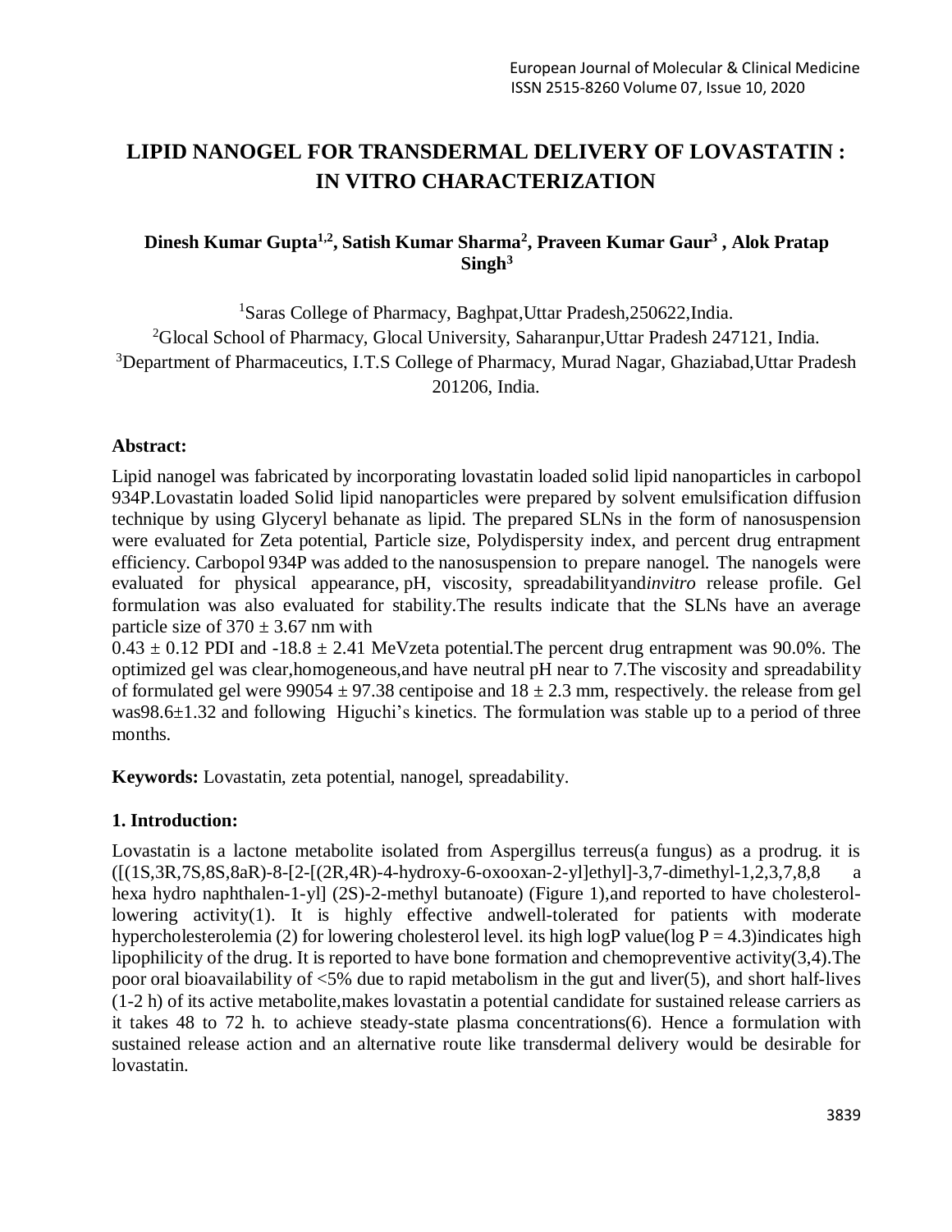# LIPID NANOGEL FOR TRANSDERMAL DELIVERY OF LOVASTATIN : IN VITRO CHARACTERIZATION

**Dinesh Kumar Gupta[1,2], Satish Kumar Sharma[2], Praveen Kumar Gaur[3] , Alok Pratap Singh[3]**

[1]Saras College of Pharmacy, Baghpat,Uttar Pradesh,250622,India.
[2]Glocal School of Pharmacy, Glocal University, Saharanpur,Uttar Pradesh 247121, India.
[3]Department of Pharmaceutics, I.T.S College of Pharmacy, Murad Nagar, Ghaziabad,Uttar Pradesh 201206, India.

**Abstract:**

Lipid nanogel was fabricated by incorporating lovastatin loaded solid lipid nanoparticles in carbopol 934P.Lovastatin loaded Solid lipid nanoparticles were prepared by solvent emulsification diffusion technique by using Glyceryl behanate as lipid. The prepared SLNs in the form of nanosuspension were evaluated for Zeta potential, Particle size, Polydispersity index, and percent drug entrapment efficiency. Carbopol 934P was added to the nanosuspension to prepare nanogel. The nanogels were evaluated for physical appearance, pH, viscosity, spreadabilityand*invitro* release profile. Gel formulation was also evaluated for stability.The results indicate that the SLNs have an average particle size of $370 \pm 3.67$ nm with
$0.43 \pm 0.12$ PDI and $-18.8 \pm 2.41$ MeVzeta potential.The percent drug entrapment was 90.0%. The optimized gel was clear,homogeneous,and have neutral pH near to 7.The viscosity and spreadability of formulated gel were $99054 \pm 97.38$ centipoise and $18 \pm 2.3$ mm, respectively. the release from gel was$98.6\pm1.32$ and following Higuchi's kinetics. The formulation was stable up to a period of three months.

**Keywords:** Lovastatin, zeta potential, nanogel, spreadability.

## 1. Introduction:

Lovastatin is a lactone metabolite isolated from Aspergillus terreus(a fungus) as a prodrug. it is ([(1S,3R,7S,8S,8aR)-8-[2-[(2R,4R)-4-hydroxy-6-oxooxan-2-yl]ethyl]-3,7-dimethyl-1,2,3,7,8,8 a hexa hydro naphthalen-1-yl] (2S)-2-methyl butanoate) (Figure 1),and reported to have cholesterol-lowering activity(1). It is highly effective andwell-tolerated for patients with moderate hypercholesterolemia (2) for lowering cholesterol level. its high logP value(log P = 4.3)indicates high lipophilicity of the drug. It is reported to have bone formation and chemopreventive activity(3,4).The poor oral bioavailability of <5% due to rapid metabolism in the gut and liver(5), and short half-lives (1-2 h) of its active metabolite,makes lovastatin a potential candidate for sustained release carriers as it takes 48 to 72 h. to achieve steady-state plasma concentrations(6). Hence a formulation with sustained release action and an alternative route like transdermal delivery would be desirable for lovastatin.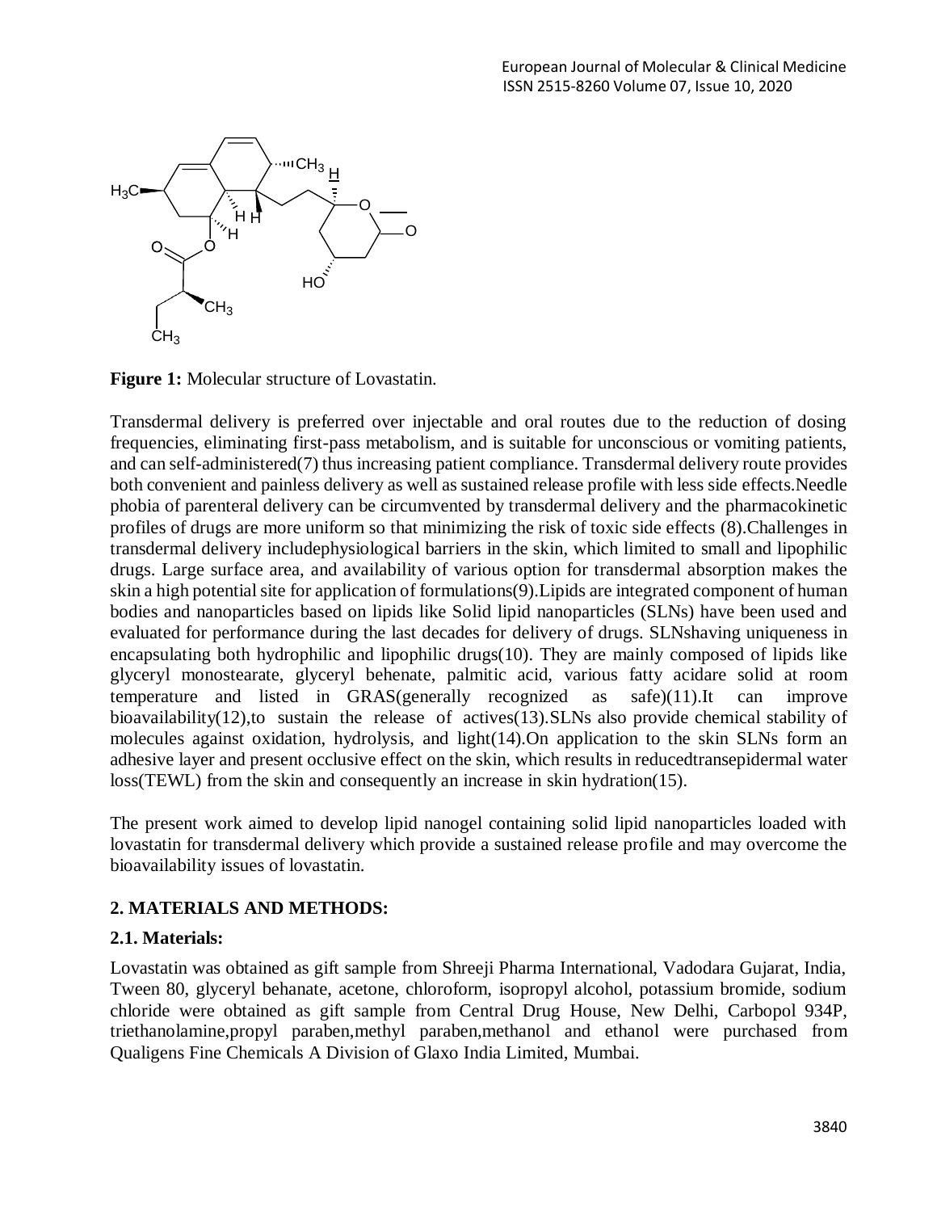**Figure 1:** Molecular structure of Lovastatin.

Transdermal delivery is preferred over injectable and oral routes due to the reduction of dosing frequencies, eliminating first-pass metabolism, and is suitable for unconscious or vomiting patients, and can self-administered(7) thus increasing patient compliance. Transdermal delivery route provides both convenient and painless delivery as well as sustained release profile with less side effects.Needle phobia of parenteral delivery can be circumvented by transdermal delivery and the pharmacokinetic profiles of drugs are more uniform so that minimizing the risk of toxic side effects (8).Challenges in transdermal delivery includephysiological barriers in the skin, which limited to small and lipophilic drugs. Large surface area, and availability of various option for transdermal absorption makes the skin a high potential site for application of formulations(9).Lipids are integrated component of human bodies and nanoparticles based on lipids like Solid lipid nanoparticles (SLNs) have been used and evaluated for performance during the last decades for delivery of drugs. SLNshaving uniqueness in encapsulating both hydrophilic and lipophilic drugs(10). They are mainly composed of lipids like glyceryl monostearate, glyceryl behenate, palmitic acid, various fatty acidare solid at room temperature and listed in GRAS(generally recognized as safe)(11).It can improve bioavailability(12),to sustain the release of actives(13).SLNs also provide chemical stability of molecules against oxidation, hydrolysis, and light(14).On application to the skin SLNs form an adhesive layer and present occlusive effect on the skin, which results in reducedtransepidermal water loss(TEWL) from the skin and consequently an increase in skin hydration(15).

The present work aimed to develop lipid nanogel containing solid lipid nanoparticles loaded with lovastatin for transdermal delivery which provide a sustained release profile and may overcome the bioavailability issues of lovastatin.

## 2. MATERIALS AND METHODS:

### 2.1. Materials:

Lovastatin was obtained as gift sample from Shreeji Pharma International, Vadodara Gujarat, India, Tween 80, glyceryl behanate, acetone, chloroform, isopropyl alcohol, potassium bromide, sodium chloride were obtained as gift sample from Central Drug House, New Delhi, Carbopol 934P, triethanolamine,propyl paraben,methyl paraben,methanol and ethanol were purchased from Qualigens Fine Chemicals A Division of Glaxo India Limited, Mumbai.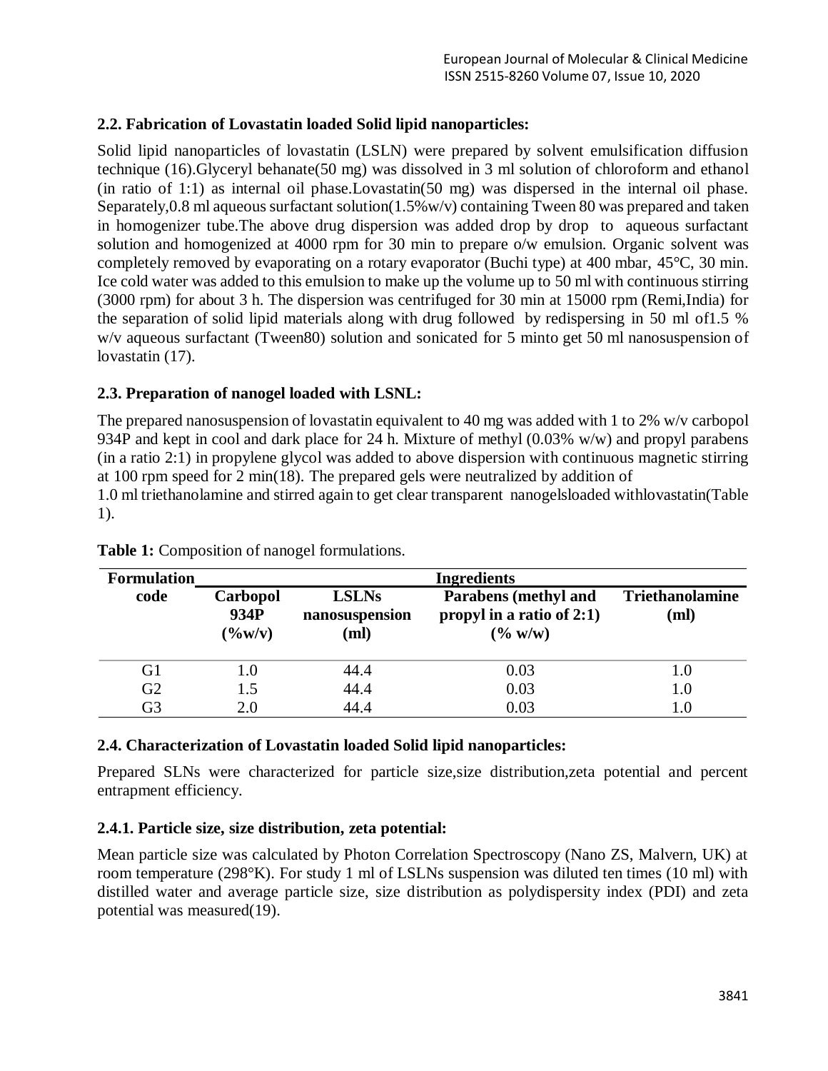### 2.2. Fabrication of Lovastatin loaded Solid lipid nanoparticles:

Solid lipid nanoparticles of lovastatin (LSLN) were prepared by solvent emulsification diffusion technique (16).Glyceryl behanate(50 mg) was dissolved in 3 ml solution of chloroform and ethanol (in ratio of 1:1) as internal oil phase.Lovastatin(50 mg) was dispersed in the internal oil phase. Separately,0.8 ml aqueous surfactant solution(1.5%w/v) containing Tween 80 was prepared and taken in homogenizer tube.The above drug dispersion was added drop by drop to aqueous surfactant solution and homogenized at 4000 rpm for 30 min to prepare o/w emulsion. Organic solvent was completely removed by evaporating on a rotary evaporator (Buchi type) at 400 mbar, 45°C, 30 min. Ice cold water was added to this emulsion to make up the volume up to 50 ml with continuous stirring (3000 rpm) for about 3 h. The dispersion was centrifuged for 30 min at 15000 rpm (Remi,India) for the separation of solid lipid materials along with drug followed by redispersing in 50 ml of1.5 % w/v aqueous surfactant (Tween80) solution and sonicated for 5 minto get 50 ml nanosuspension of lovastatin (17).

### 2.3. Preparation of nanogel loaded with LSNL:

The prepared nanosuspension of lovastatin equivalent to 40 mg was added with 1 to 2% w/v carbopol 934P and kept in cool and dark place for 24 h. Mixture of methyl (0.03% w/w) and propyl parabens (in a ratio 2:1) in propylene glycol was added to above dispersion with continuous magnetic stirring at 100 rpm speed for 2 min(18). The prepared gels were neutralized by addition of 1.0 ml triethanolamine and stirred again to get clear transparent nanogelsloaded withlovastatin(Table 1).

**Table 1:** Composition of nanogel formulations.

| Formulation code | Ingredients | | | |
|---|---|---|---|---|
| | **Carbopol 934P (%w/v)** | **LSLNs nanosuspension (ml)** | **Parabens (methyl and propyl in a ratio of 2:1) (% w/w)** | **Triethanolamine (ml)** |
| G1 | 1.0 | 44.4 | 0.03 | 1.0 |
| G2 | 1.5 | 44.4 | 0.03 | 1.0 |
| G3 | 2.0 | 44.4 | 0.03 | 1.0 |

### 2.4. Characterization of Lovastatin loaded Solid lipid nanoparticles:

Prepared SLNs were characterized for particle size,size distribution,zeta potential and percent entrapment efficiency.

#### 2.4.1. Particle size, size distribution, zeta potential:

Mean particle size was calculated by Photon Correlation Spectroscopy (Nano ZS, Malvern, UK) at room temperature (298°K). For study 1 ml of LSLNs suspension was diluted ten times (10 ml) with distilled water and average particle size, size distribution as polydispersity index (PDI) and zeta potential was measured(19).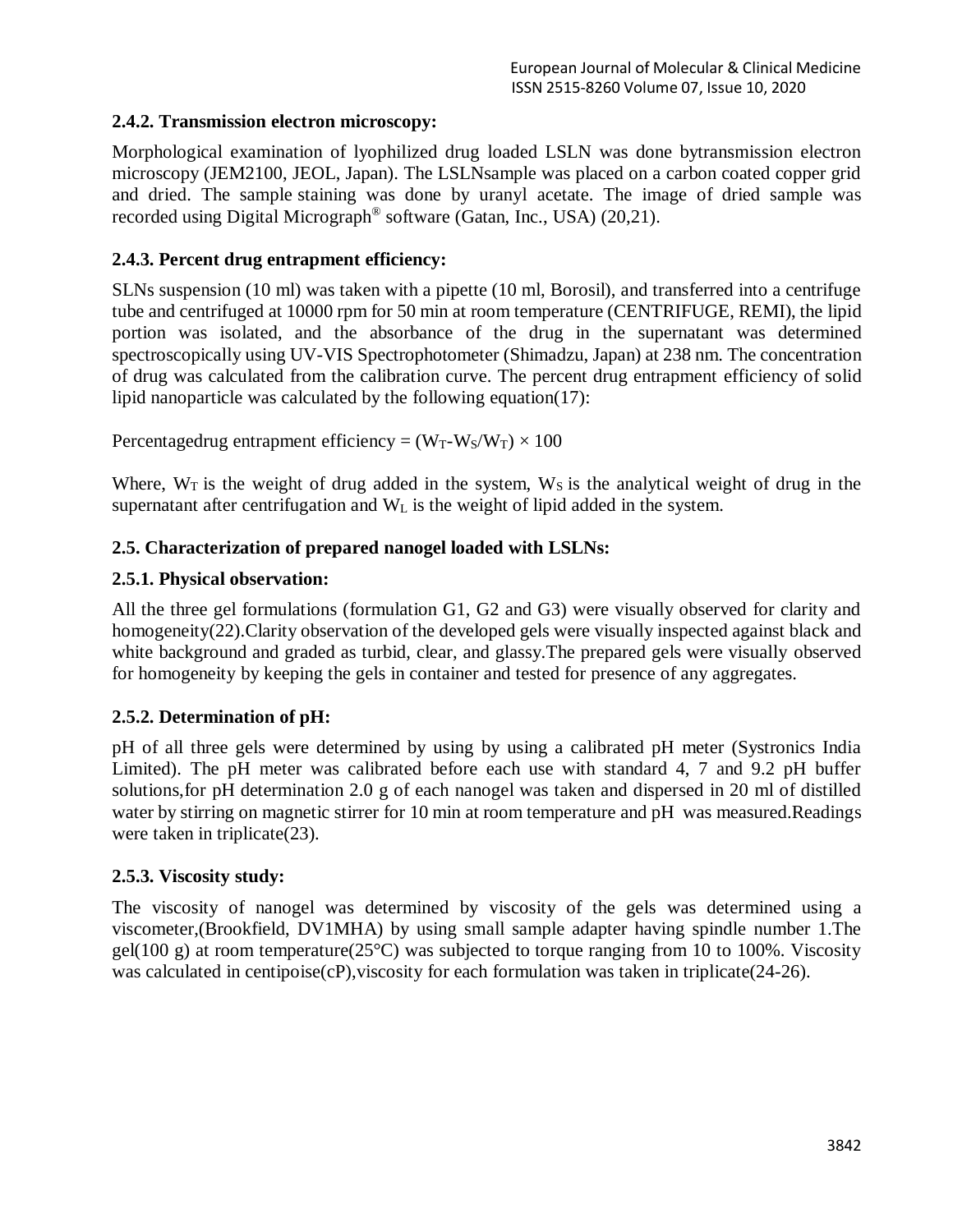### 2.4.2. Transmission electron microscopy:

Morphological examination of lyophilized drug loaded LSLN was done bytransmission electron microscopy (JEM2100, JEOL, Japan). The LSLNsample was placed on a carbon coated copper grid and dried. The sample staining was done by uranyl acetate. The image of dried sample was recorded using Digital Micrograph® software (Gatan, Inc., USA) (20,21).

### 2.4.3. Percent drug entrapment efficiency:

SLNs suspension (10 ml) was taken with a pipette (10 ml, Borosil), and transferred into a centrifuge tube and centrifuged at 10000 rpm for 50 min at room temperature (CENTRIFUGE, REMI), the lipid portion was isolated, and the absorbance of the drug in the supernatant was determined spectroscopically using UV-VIS Spectrophotometer (Shimadzu, Japan) at 238 nm. The concentration of drug was calculated from the calibration curve. The percent drug entrapment efficiency of solid lipid nanoparticle was calculated by the following equation(17):

Percentagedrug entrapment efficiency = $(W_T\text{-}W_S/W_T) \times 100$

Where, $W_T$ is the weight of drug added in the system, $W_S$ is the analytical weight of drug in the supernatant after centrifugation and $W_L$ is the weight of lipid added in the system.

## 2.5. Characterization of prepared nanogel loaded with LSLNs:

### 2.5.1. Physical observation:

All the three gel formulations (formulation G1, G2 and G3) were visually observed for clarity and homogeneity(22).Clarity observation of the developed gels were visually inspected against black and white background and graded as turbid, clear, and glassy.The prepared gels were visually observed for homogeneity by keeping the gels in container and tested for presence of any aggregates.

### 2.5.2. Determination of pH:

pH of all three gels were determined by using by using a calibrated pH meter (Systronics India Limited). The pH meter was calibrated before each use with standard 4, 7 and 9.2 pH buffer solutions,for pH determination 2.0 g of each nanogel was taken and dispersed in 20 ml of distilled water by stirring on magnetic stirrer for 10 min at room temperature and pH was measured.Readings were taken in triplicate(23).

### 2.5.3. Viscosity study:

The viscosity of nanogel was determined by viscosity of the gels was determined using a viscometer,(Brookfield, DV1MHA) by using small sample adapter having spindle number 1.The gel(100 g) at room temperature(25°C) was subjected to torque ranging from 10 to 100%. Viscosity was calculated in centipoise(cP),viscosity for each formulation was taken in triplicate(24-26).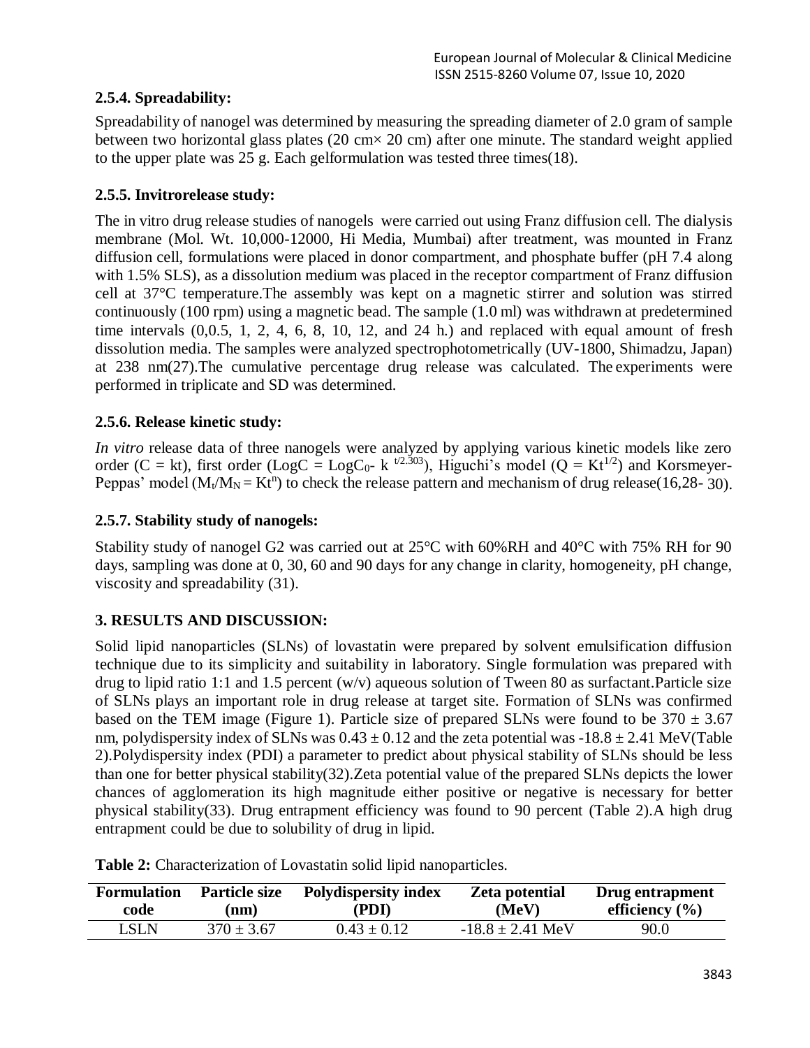### 2.5.4. Spreadability:

Spreadability of nanogel was determined by measuring the spreading diameter of 2.0 gram of sample between two horizontal glass plates (20 cm× 20 cm) after one minute. The standard weight applied to the upper plate was 25 g. Each gelformulation was tested three times(18).

### 2.5.5. Invitrorelease study:

The in vitro drug release studies of nanogels were carried out using Franz diffusion cell. The dialysis membrane (Mol. Wt. 10,000-12000, Hi Media, Mumbai) after treatment, was mounted in Franz diffusion cell, formulations were placed in donor compartment, and phosphate buffer (pH 7.4 along with 1.5% SLS), as a dissolution medium was placed in the receptor compartment of Franz diffusion cell at 37°C temperature.The assembly was kept on a magnetic stirrer and solution was stirred continuously (100 rpm) using a magnetic bead. The sample (1.0 ml) was withdrawn at predetermined time intervals (0,0.5, 1, 2, 4, 6, 8, 10, 12, and 24 h.) and replaced with equal amount of fresh dissolution media. The samples were analyzed spectrophotometrically (UV-1800, Shimadzu, Japan) at 238 nm(27).The cumulative percentage drug release was calculated. The experiments were performed in triplicate and SD was determined.

### 2.5.6. Release kinetic study:

*In vitro* release data of three nanogels were analyzed by applying various kinetic models like zero order ($C = kt$), first order ($\text{Log}C = \text{Log}C_0 - k^{t/2.303}$), Higuchi's model ($Q = Kt^{1/2}$) and Korsmeyer-Peppas' model ($M_t/M_N = Kt^n$) to check the release pattern and mechanism of drug release(16,28- 30).

### 2.5.7. Stability study of nanogels:

Stability study of nanogel G2 was carried out at 25°C with 60%RH and 40°C with 75% RH for 90 days, sampling was done at 0, 30, 60 and 90 days for any change in clarity, homogeneity, pH change, viscosity and spreadability (31).

## 3. RESULTS AND DISCUSSION:

Solid lipid nanoparticles (SLNs) of lovastatin were prepared by solvent emulsification diffusion technique due to its simplicity and suitability in laboratory. Single formulation was prepared with drug to lipid ratio 1:1 and 1.5 percent (w/v) aqueous solution of Tween 80 as surfactant.Particle size of SLNs plays an important role in drug release at target site. Formation of SLNs was confirmed based on the TEM image (Figure 1). Particle size of prepared SLNs were found to be 370 ± 3.67 nm, polydispersity index of SLNs was 0.43 ± 0.12 and the zeta potential was -18.8 ± 2.41 MeV(Table 2).Polydispersity index (PDI) a parameter to predict about physical stability of SLNs should be less than one for better physical stability(32).Zeta potential value of the prepared SLNs depicts the lower chances of agglomeration its high magnitude either positive or negative is necessary for better physical stability(33). Drug entrapment efficiency was found to 90 percent (Table 2).A high drug entrapment could be due to solubility of drug in lipid.

**Table 2:** Characterization of Lovastatin solid lipid nanoparticles.

| Formulation code | Particle size (nm) | Polydispersity index (PDI) | Zeta potential (MeV) | Drug entrapment efficiency (%) |
|---|---|---|---|---|
| LSLN | 370 ± 3.67 | 0.43 ± 0.12 | -18.8 ± 2.41 MeV | 90.0 |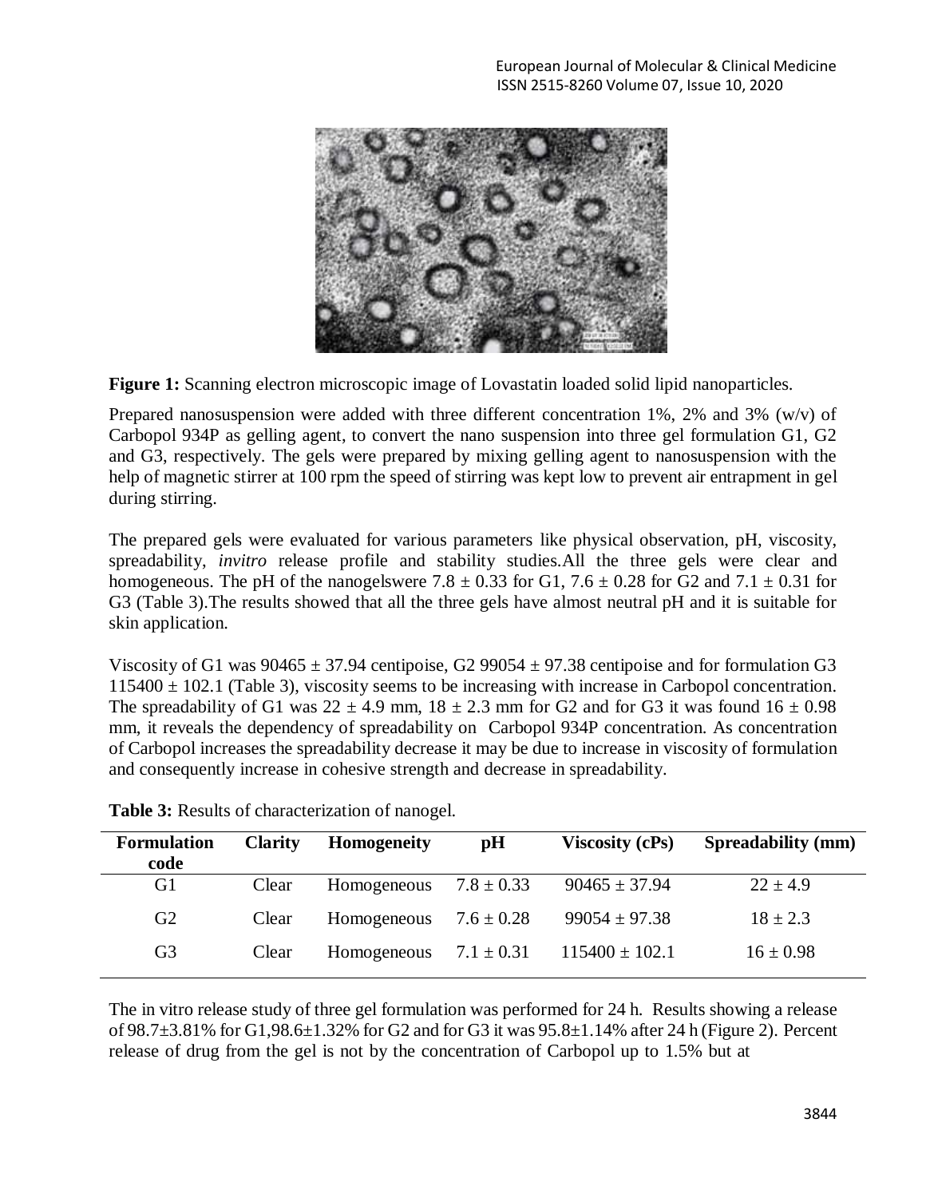**Figure 1:** Scanning electron microscopic image of Lovastatin loaded solid lipid nanoparticles.

Prepared nanosuspension were added with three different concentration 1%, 2% and 3% (w/v) of Carbopol 934P as gelling agent, to convert the nano suspension into three gel formulation G1, G2 and G3, respectively. The gels were prepared by mixing gelling agent to nanosuspension with the help of magnetic stirrer at 100 rpm the speed of stirring was kept low to prevent air entrapment in gel during stirring.

The prepared gels were evaluated for various parameters like physical observation, pH, viscosity, spreadability, *invitro* release profile and stability studies.All the three gels were clear and homogeneous. The pH of the nanogelswere 7.8 ± 0.33 for G1, 7.6 ± 0.28 for G2 and 7.1 ± 0.31 for G3 (Table 3).The results showed that all the three gels have almost neutral pH and it is suitable for skin application.

Viscosity of G1 was 90465 ± 37.94 centipoise, G2 99054 ± 97.38 centipoise and for formulation G3 115400 ± 102.1 (Table 3), viscosity seems to be increasing with increase in Carbopol concentration. The spreadability of G1 was 22 ± 4.9 mm, 18 ± 2.3 mm for G2 and for G3 it was found 16 ± 0.98 mm, it reveals the dependency of spreadability on Carbopol 934P concentration. As concentration of Carbopol increases the spreadability decrease it may be due to increase in viscosity of formulation and consequently increase in cohesive strength and decrease in spreadability.

**Table 3:** Results of characterization of nanogel.

| Formulation code | Clarity | Homogeneity | pH | Viscosity (cPs) | Spreadability (mm) |
|---|---|---|---|---|---|
| G1 | Clear | Homogeneous | 7.8 ± 0.33 | 90465 ± 37.94 | 22 ± 4.9 |
| G2 | Clear | Homogeneous | 7.6 ± 0.28 | 99054 ± 97.38 | 18 ± 2.3 |
| G3 | Clear | Homogeneous | 7.1 ± 0.31 | 115400 ± 102.1 | 16 ± 0.98 |

The in vitro release study of three gel formulation was performed for 24 h. Results showing a release of 98.7±3.81% for G1,98.6±1.32% for G2 and for G3 it was 95.8±1.14% after 24 h (Figure 2). Percent release of drug from the gel is not by the concentration of Carbopol up to 1.5% but at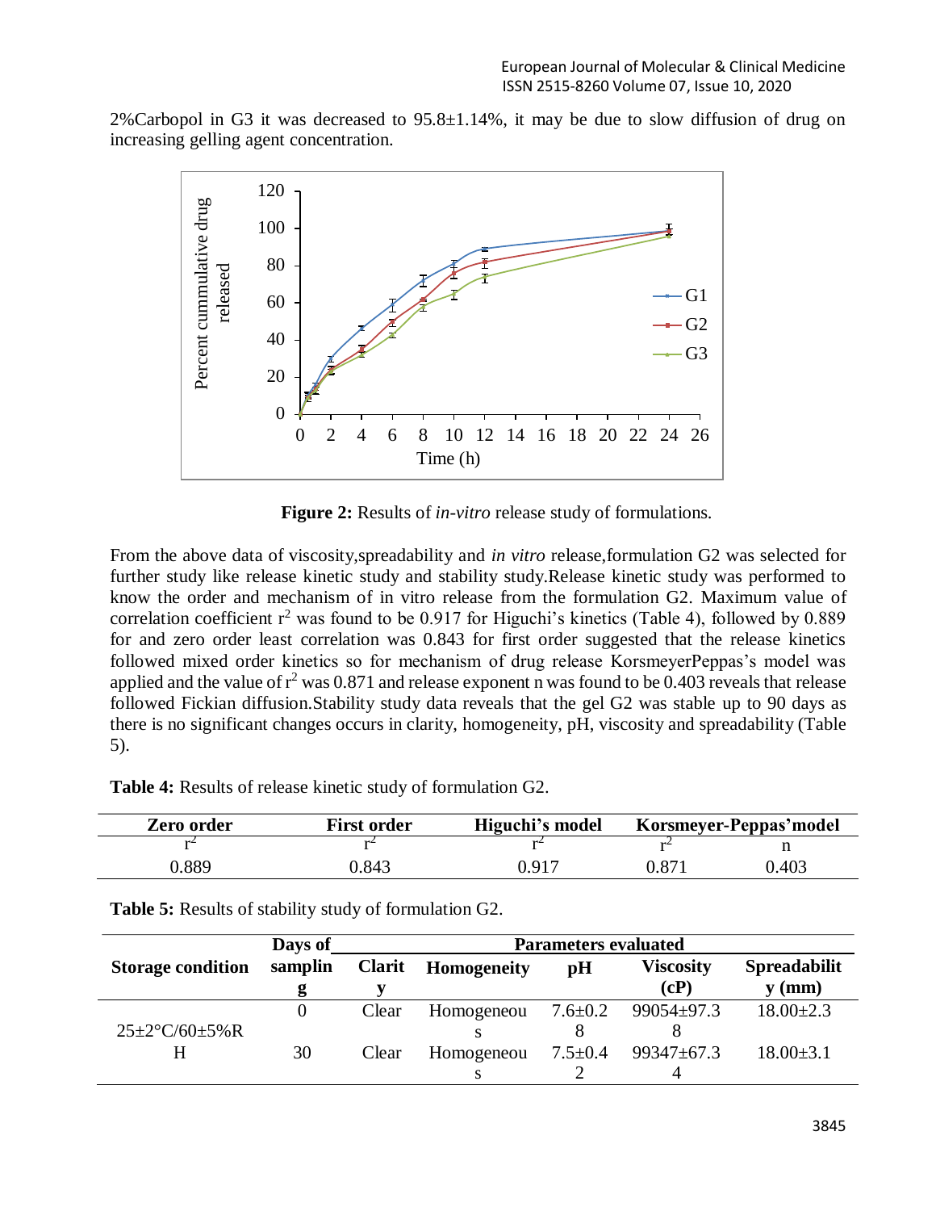2%Carbopol in G3 it was decreased to 95.8±1.14%, it may be due to slow diffusion of drug on increasing gelling agent concentration.

**Figure 2:** Results of *in-vitro* release study of formulations.

From the above data of viscosity,spreadability and *in vitro* release,formulation G2 was selected for further study like release kinetic study and stability study.Release kinetic study was performed to know the order and mechanism of in vitro release from the formulation G2. Maximum value of correlation coefficient $r^2$ was found to be 0.917 for Higuchi's kinetics (Table 4), followed by 0.889 for and zero order least correlation was 0.843 for first order suggested that the release kinetics followed mixed order kinetics so for mechanism of drug release KorsmeyerPeppas's model was applied and the value of $r^2$ was 0.871 and release exponent n was found to be 0.403 reveals that release followed Fickian diffusion.Stability study data reveals that the gel G2 was stable up to 90 days as there is no significant changes occurs in clarity, homogeneity, pH, viscosity and spreadability (Table 5).

**Table 4:** Results of release kinetic study of formulation G2.

| Zero order | First order | Higuchi's model | Korsmeyer-Peppas'model | |
|---|---|---|---|---|
| $r^2$ | $r^2$ | $r^2$ | $r^2$ | n |
| 0.889 | 0.843 | 0.917 | 0.871 | 0.403 |

**Table 5:** Results of stability study of formulation G2.

| Storage condition | Days of sampling | Parameters evaluated | | | | |
|---|---|---|---|---|---|---|
| | | Clarity | Homogeneity | pH | Viscosity (cP) | Spreadability (mm) |
| 25±2°C/60±5%RH | 0 | Clear | Homogeneous | 7.6±0.28 | 99054±97.38 | 18.00±2.3 |
| | 30 | Clear | Homogeneous | 7.5±0.42 | 99347±67.34 | 18.00±3.1 |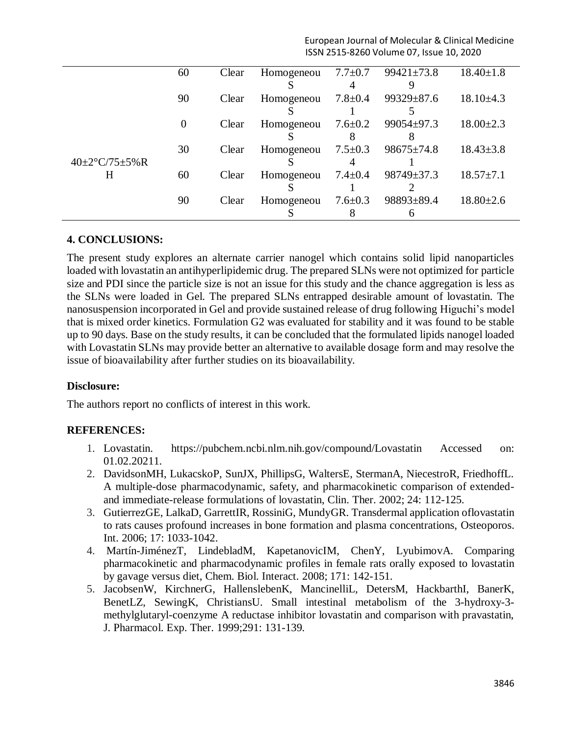| | 60 | Clear | Homogeneous | 7.7±0.74 | 99421±73.89 | 18.40±1.8 |
|---|---|---|---|---|---|---|
| | 90 | Clear | Homogeneous | 7.8±0.41 | 99329±87.65 | 18.10±4.3 |
| 40±2°C/75±5%RH | 0 | Clear | Homogeneous | 7.6±0.28 | 99054±97.38 | 18.00±2.3 |
| | 30 | Clear | Homogeneous | 7.5±0.34 | 98675±74.81 | 18.43±3.8 |
| | 60 | Clear | Homogeneous | 7.4±0.41 | 98749±37.32 | 18.57±7.1 |
| | 90 | Clear | Homogeneous | 7.6±0.38 | 98893±89.46 | 18.80±2.6 |

## 4. CONCLUSIONS:

The present study explores an alternate carrier nanogel which contains solid lipid nanoparticles loaded with lovastatin an antihyperlipidemic drug. The prepared SLNs were not optimized for particle size and PDI since the particle size is not an issue for this study and the chance aggregation is less as the SLNs were loaded in Gel. The prepared SLNs entrapped desirable amount of lovastatin. The nanosuspension incorporated in Gel and provide sustained release of drug following Higuchi's model that is mixed order kinetics. Formulation G2 was evaluated for stability and it was found to be stable up to 90 days. Base on the study results, it can be concluded that the formulated lipids nanogel loaded with Lovastatin SLNs may provide better an alternative to available dosage form and may resolve the issue of bioavailability after further studies on its bioavailability.

**Disclosure:**

The authors report no conflicts of interest in this work.

## REFERENCES:

1. Lovastatin. https://pubchem.ncbi.nlm.nih.gov/compound/Lovastatin Accessed on: 01.02.20211.
2. DavidsonMH, LukacskoP, SunJX, PhillipsG, WaltersE, StermanA, NiecestroR, FriedhoffL. A multiple-dose pharmacodynamic, safety, and pharmacokinetic comparison of extended- and immediate-release formulations of lovastatin, Clin. Ther. 2002; 24: 112-125.
3. GutierrezGE, LalkaD, GarrettIR, RossiniG, MundyGR. Transdermal application oflovastatin to rats causes profound increases in bone formation and plasma concentrations, Osteoporos. Int. 2006; 17: 1033-1042.
4. Martín-JiménezT, LindebladM, KapetanovicIM, ChenY, LyubimovA. Comparing pharmacokinetic and pharmacodynamic profiles in female rats orally exposed to lovastatin by gavage versus diet, Chem. Biol. Interact. 2008; 171: 142-151.
5. JacobsenW, KirchnerG, HallenslebenK, ManciinelliL, DetersM, HackbarthI, BanerK, BenetLZ, SewingK, ChristiansU. Small intestinal metabolism of the 3-hydroxy-3-methylglutaryl-coenzyme A reductase inhibitor lovastatin and comparison with pravastatin, J. Pharmacol. Exp. Ther. 1999;291: 131-139.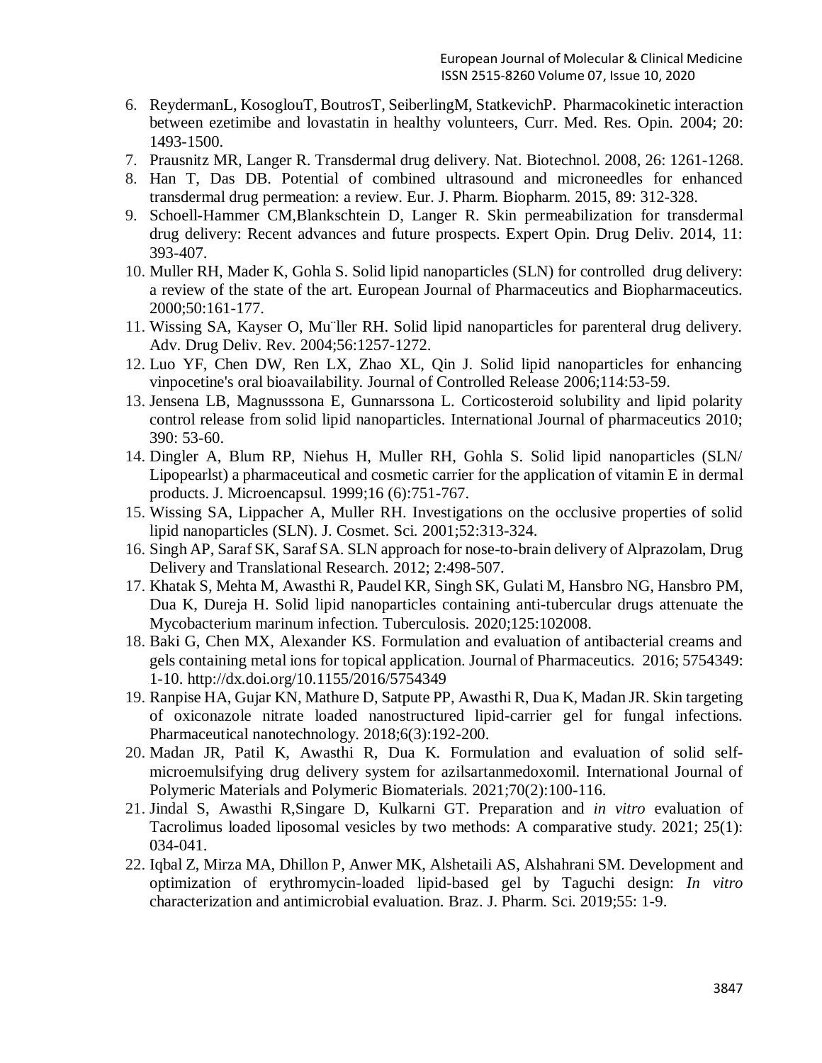6. ReydermanL, KosoglouT, BoutrosT, SeiberlingM, StatkevichP. Pharmacokinetic interaction between ezetimibe and lovastatin in healthy volunteers, Curr. Med. Res. Opin. 2004; 20: 1493-1500.
7. Prausnitz MR, Langer R. Transdermal drug delivery. Nat. Biotechnol. 2008, 26: 1261-1268.
8. Han T, Das DB. Potential of combined ultrasound and microneedles for enhanced transdermal drug permeation: a review. Eur. J. Pharm. Biopharm. 2015, 89: 312-328.
9. Schoell-Hammer CM,Blankschtein D, Langer R. Skin permeabilization for transdermal drug delivery: Recent advances and future prospects. Expert Opin. Drug Deliv. 2014, 11: 393-407.
10. Muller RH, Mader K, Gohla S. Solid lipid nanoparticles (SLN) for controlled drug delivery: a review of the state of the art. European Journal of Pharmaceutics and Biopharmaceutics. 2000;50:161-177.
11. Wissing SA, Kayser O, Mu¨ller RH. Solid lipid nanoparticles for parenteral drug delivery. Adv. Drug Deliv. Rev. 2004;56:1257-1272.
12. Luo YF, Chen DW, Ren LX, Zhao XL, Qin J. Solid lipid nanoparticles for enhancing vinpocetine's oral bioavailability. Journal of Controlled Release 2006;114:53-59.
13. Jensena LB, Magnusssona E, Gunnarssona L. Corticosteroid solubility and lipid polarity control release from solid lipid nanoparticles. International Journal of pharmaceutics 2010; 390: 53-60.
14. Dingler A, Blum RP, Niehus H, Muller RH, Gohla S. Solid lipid nanoparticles (SLN/ Lipopearlst) a pharmaceutical and cosmetic carrier for the application of vitamin E in dermal products. J. Microencapsul. 1999;16 (6):751-767.
15. Wissing SA, Lippacher A, Muller RH. Investigations on the occlusive properties of solid lipid nanoparticles (SLN). J. Cosmet. Sci. 2001;52:313-324.
16. Singh AP, Saraf SK, Saraf SA. SLN approach for nose-to-brain delivery of Alprazolam, Drug Delivery and Translational Research. 2012; 2:498-507.
17. Khatak S, Mehta M, Awasthi R, Paudel KR, Singh SK, Gulati M, Hansbro NG, Hansbro PM, Dua K, Dureja H. Solid lipid nanoparticles containing anti-tubercular drugs attenuate the Mycobacterium marinum infection. Tuberculosis. 2020;125:102008.
18. Baki G, Chen MX, Alexander KS. Formulation and evaluation of antibacterial creams and gels containing metal ions for topical application. Journal of Pharmaceutics. 2016; 5754349: 1-10. http://dx.doi.org/10.1155/2016/5754349
19. Ranpise HA, Gujar KN, Mathure D, Satpute PP, Awasthi R, Dua K, Madan JR. Skin targeting of oxiconazole nitrate loaded nanostructured lipid-carrier gel for fungal infections. Pharmaceutical nanotechnology. 2018;6(3):192-200.
20. Madan JR, Patil K, Awasthi R, Dua K. Formulation and evaluation of solid self-microemulsifying drug delivery system for azilsartanmedoxomil. International Journal of Polymeric Materials and Polymeric Biomaterials. 2021;70(2):100-116.
21. Jindal S, Awasthi R,Singare D, Kulkarni GT. Preparation and *in vitro* evaluation of Tacrolimus loaded liposomal vesicles by two methods: A comparative study. 2021; 25(1): 034-041.
22. Iqbal Z, Mirza MA, Dhillon P, Anwer MK, Alshetaili AS, Alshahrani SM. Development and optimization of erythromycin-loaded lipid-based gel by Taguchi design: *In vitro* characterization and antimicrobial evaluation. Braz. J. Pharm. Sci. 2019;55: 1-9.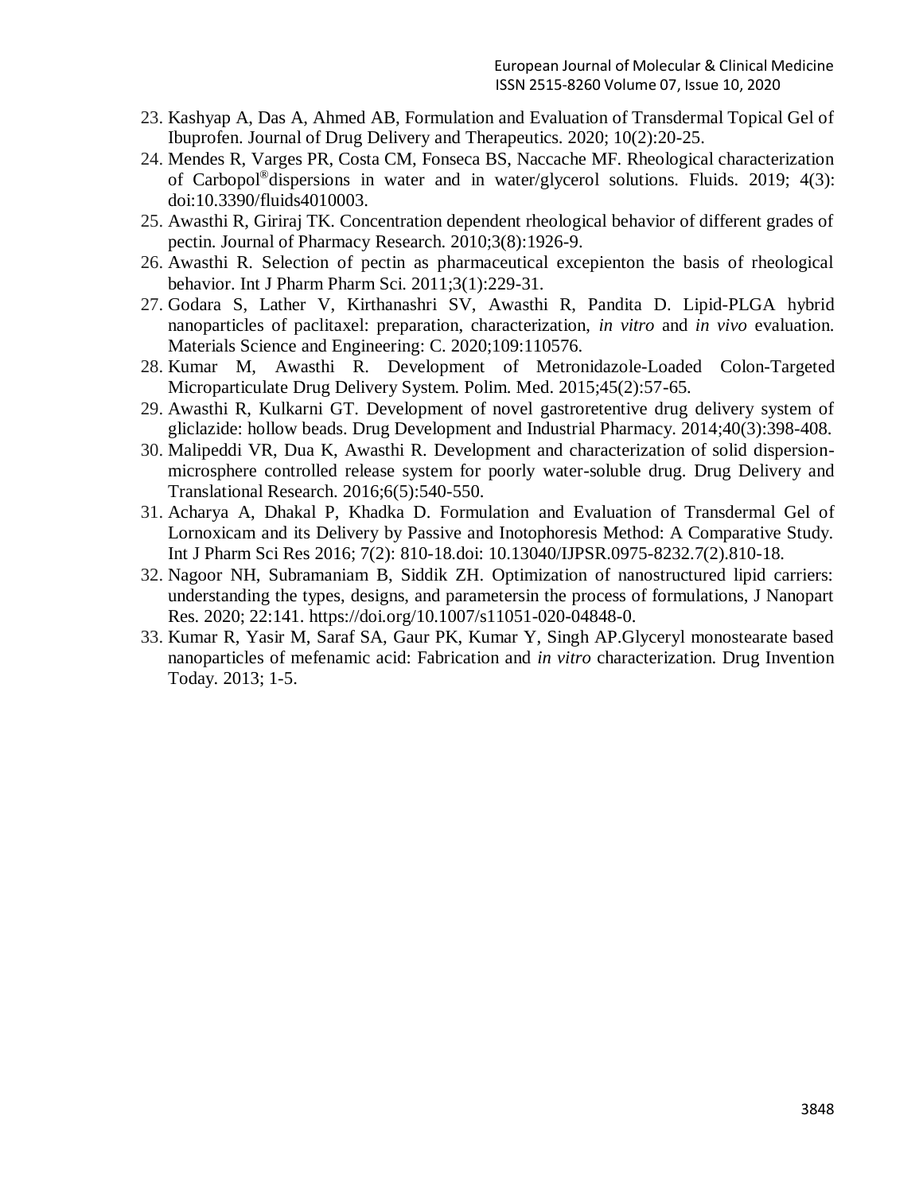23. Kashyap A, Das A, Ahmed AB, Formulation and Evaluation of Transdermal Topical Gel of Ibuprofen. Journal of Drug Delivery and Therapeutics. 2020; 10(2):20-25.
24. Mendes R, Varges PR, Costa CM, Fonseca BS, Naccache MF. Rheological characterization of Carbopol®dispersions in water and in water/glycerol solutions. Fluids. 2019; 4(3): doi:10.3390/fluids4010003.
25. Awasthi R, Giriraj TK. Concentration dependent rheological behavior of different grades of pectin. Journal of Pharmacy Research. 2010;3(8):1926-9.
26. Awasthi R. Selection of pectin as pharmaceutical excepienton the basis of rheological behavior. Int J Pharm Pharm Sci. 2011;3(1):229-31.
27. Godara S, Lather V, Kirthanashri SV, Awasthi R, Pandita D. Lipid-PLGA hybrid nanoparticles of paclitaxel: preparation, characterization, *in vitro* and *in vivo* evaluation. Materials Science and Engineering: C. 2020;109:110576.
28. Kumar M, Awasthi R. Development of Metronidazole-Loaded Colon-Targeted Microparticulate Drug Delivery System. Polim. Med. 2015;45(2):57-65.
29. Awasthi R, Kulkarni GT. Development of novel gastroretentive drug delivery system of gliclazide: hollow beads. Drug Development and Industrial Pharmacy. 2014;40(3):398-408.
30. Malipeddi VR, Dua K, Awasthi R. Development and characterization of solid dispersion-microsphere controlled release system for poorly water-soluble drug. Drug Delivery and Translational Research. 2016;6(5):540-550.
31. Acharya A, Dhakal P, Khadka D. Formulation and Evaluation of Transdermal Gel of Lornoxicam and its Delivery by Passive and Inotophoresis Method: A Comparative Study. Int J Pharm Sci Res 2016; 7(2): 810-18.doi: 10.13040/IJPSR.0975-8232.7(2).810-18.
32. Nagoor NH, Subramaniam B, Siddik ZH. Optimization of nanostructured lipid carriers: understanding the types, designs, and parametersin the process of formulations, J Nanopart Res. 2020; 22:141. https://doi.org/10.1007/s11051-020-04848-0.
33. Kumar R, Yasir M, Saraf SA, Gaur PK, Kumar Y, Singh AP.Glyceryl monostearate based nanoparticles of mefenamic acid: Fabrication and *in vitro* characterization. Drug Invention Today. 2013; 1-5.